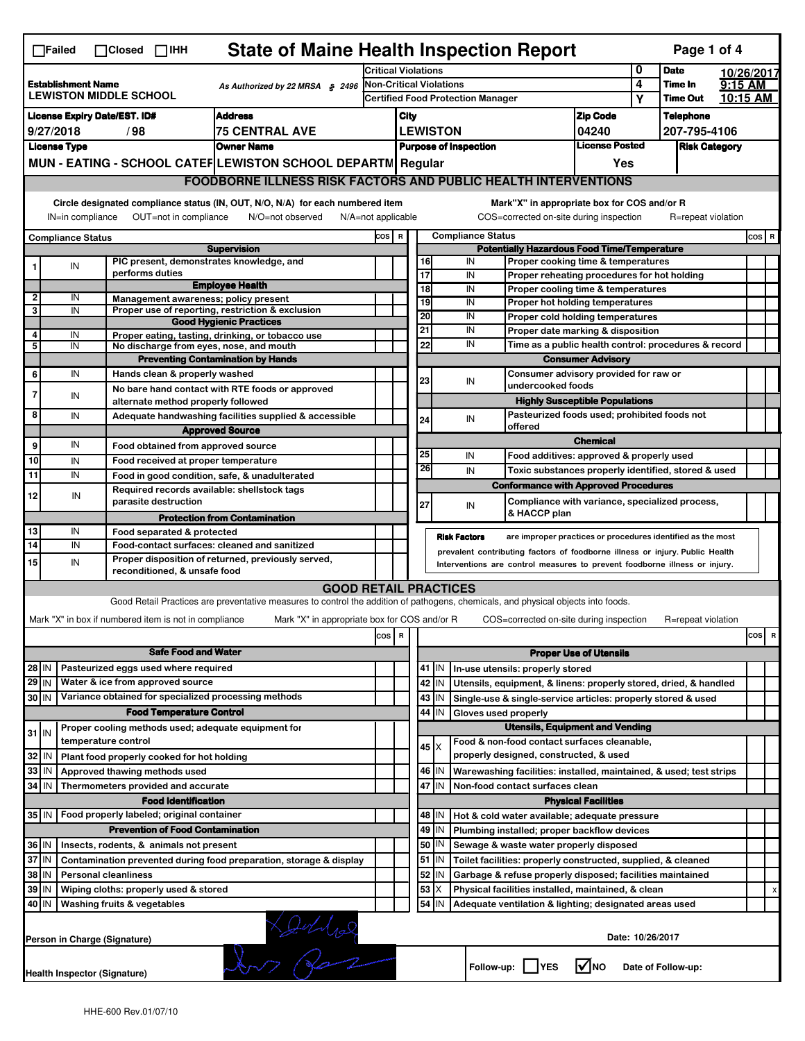☐Failed ☐Closed ☐IHH

# State of Maine Health Inspection Report

| Establishment Name | As Authorized by 22 MRSA § 2496 | Critical Violations | 0 | Date | 10/26/2017 |
|---|---|---|---|---|---|
| LEWISTON MIDDLE SCHOOL | | Non-Critical Violations | 4 | Time In | 9:15 AM |
| | | Certified Food Protection Manager | Y | Time Out | 10:15 AM |

| License Expiry Date/EST. ID# | Address | City | Zip Code | Telephone |
|---|---|---|---|---|
| 9/27/2018 / 98 | 75 CENTRAL AVE | LEWISTON | 04240 | 207-795-4106 |

| License Type | Owner Name | Purpose of Inspection | License Posted | Risk Category |
|---|---|---|---|---|
| MUN - EATING - SCHOOL CATEF | LEWISTON SCHOOL DEPARTM | Regular | Yes | |

## FOODBORNE ILLNESS RISK FACTORS AND PUBLIC HEALTH INTERVENTIONS

Circle designated compliance status (IN, OUT, N/O, N/A) for each numbered item — IN=in compliance OUT=not in compliance N/O=not observed N/A=not applicable

Mark "X" in appropriate box for COS and/or R — COS=corrected on-site during inspection R=repeat violation

| # | Compliance Status | Item | COS | R |
|---|---|---|---|---|
| | | **Supervision** | | |
| 1 | IN | PIC present, demonstrates knowledge, and performs duties | | |
| | | **Employee Health** | | |
| 2 | IN | Management awareness; policy present | | |
| 3 | IN | Proper use of reporting, restriction & exclusion | | |
| | | **Good Hygienic Practices** | | |
| 4 | IN | Proper eating, tasting, drinking, or tobacco use | | |
| 5 | IN | No discharge from eyes, nose, and mouth | | |
| | | **Preventing Contamination by Hands** | | |
| 6 | IN | Hands clean & properly washed | | |
| 7 | IN | No bare hand contact with RTE foods or approved alternate method properly followed | | |
| 8 | IN | Adequate handwashing facilities supplied & accessible | | |
| | | **Approved Source** | | |
| 9 | IN | Food obtained from approved source | | |
| 10 | IN | Food received at proper temperature | | |
| 11 | IN | Food in good condition, safe, & unadulterated | | |
| 12 | IN | Required records available: shellstock tags parasite destruction | | |
| | | **Protection from Contamination** | | |
| 13 | IN | Food separated & protected | | |
| 14 | IN | Food-contact surfaces: cleaned and sanitized | | |
| 15 | IN | Proper disposition of returned, previously served, reconditioned, & unsafe food | | |
| | | **Potentially Hazardous Food Time/Temperature** | | |
| 16 | IN | Proper cooking time & temperatures | | |
| 17 | IN | Proper reheating procedures for hot holding | | |
| 18 | IN | Proper cooling time & temperatures | | |
| 19 | IN | Proper hot holding temperatures | | |
| 20 | IN | Proper cold holding temperatures | | |
| 21 | IN | Proper date marking & disposition | | |
| 22 | IN | Time as a public health control: procedures & record | | |
| | | **Consumer Advisory** | | |
| 23 | IN | Consumer advisory provided for raw or undercooked foods | | |
| | | **Highly Susceptible Populations** | | |
| 24 | IN | Pasteurized foods used; prohibited foods not offered | | |
| | | **Chemical** | | |
| 25 | IN | Food additives: approved & properly used | | |
| 26 | IN | Toxic substances properly identified, stored & used | | |
| | | **Conformance with Approved Procedures** | | |
| 27 | IN | Compliance with variance, specialized process, & HACCP plan | | |

**Risk Factors** are improper practices or procedures identified as the most prevalent contributing factors of foodborne illness or injury. Public Health Interventions are control measures to prevent foodborne illness or injury.

## GOOD RETAIL PRACTICES

Good Retail Practices are preventative measures to control the addition of pathogens, chemicals, and physical objects into foods.

Mark "X" in box if numbered item is not in compliance — Mark "X" in appropriate box for COS and/or R — COS=corrected on-site during inspection R=repeat violation

| # | Status | Item | COS | R |
|---|---|---|---|---|
| | | **Safe Food and Water** | | |
| 28 | IN | Pasteurized eggs used where required | | |
| 29 | IN | Water & ice from approved source | | |
| 30 | IN | Variance obtained for specialized processing methods | | |
| | | **Food Temperature Control** | | |
| 31 | IN | Proper cooling methods used; adequate equipment for temperature control | | |
| 32 | IN | Plant food properly cooked for hot holding | | |
| 33 | IN | Approved thawing methods used | | |
| 34 | IN | Thermometers provided and accurate | | |
| | | **Food Identification** | | |
| 35 | IN | Food properly labeled; original container | | |
| | | **Prevention of Food Contamination** | | |
| 36 | IN | Insects, rodents, & animals not present | | |
| 37 | IN | Contamination prevented during food preparation, storage & display | | |
| 38 | IN | Personal cleanliness | | |
| 39 | IN | Wiping cloths: properly used & stored | | |
| 40 | IN | Washing fruits & vegetables | | |
| | | **Proper Use of Utensils** | | |
| 41 | IN | In-use utensils: properly stored | | |
| 42 | IN | Utensils, equipment, & linens: properly stored, dried, & handled | | |
| 43 | IN | Single-use & single-service articles: properly stored & used | | |
| 44 | IN | Gloves used properly | | |
| | | **Utensils, Equipment and Vending** | | |
| 45 | X | Food & non-food contact surfaces cleanable, properly designed, constructed, & used | | |
| 46 | IN | Warewashing facilities: installed, maintained, & used; test strips | | |
| 47 | IN | Non-food contact surfaces clean | | |
| | | **Physical Facilities** | | |
| 48 | IN | Hot & cold water available; adequate pressure | | |
| 49 | IN | Plumbing installed; proper backflow devices | | |
| 50 | IN | Sewage & waste water properly disposed | | |
| 51 | IN | Toilet facilities: properly constructed, supplied, & cleaned | | |
| 52 | IN | Garbage & refuse properly disposed; facilities maintained | | |
| 53 | X | Physical facilities installed, maintained, & clean | | x |
| 54 | IN | Adequate ventilation & lighting; designated areas used | | |

Person in Charge (Signature) — Date: 10/26/2017

Health Inspector (Signature) — Follow-up: ☐ YES ☑ NO — Date of Follow-up:

HHE-600 Rev.01/07/10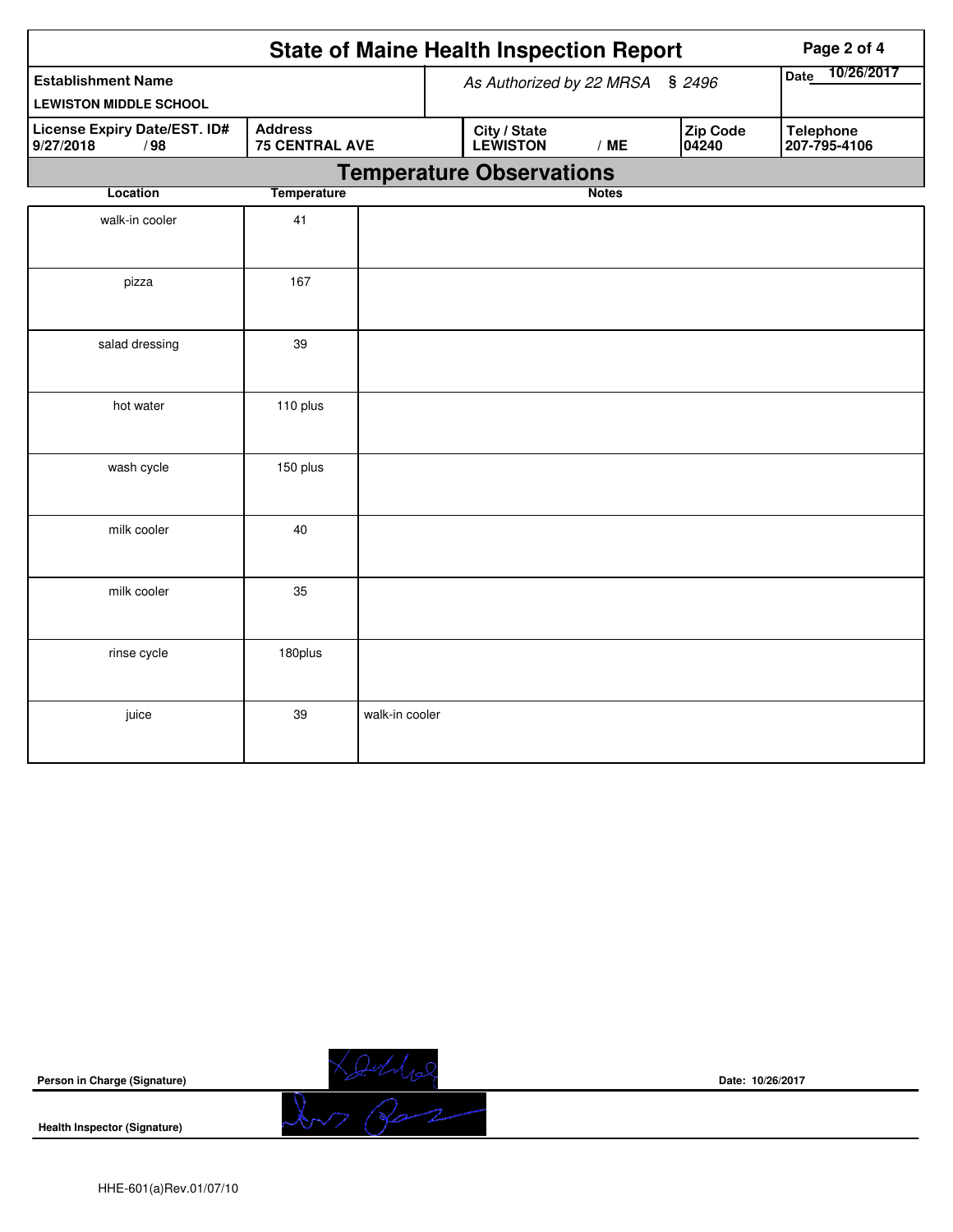# State of Maine Health Inspection Report

| Establishment Name | As Authorized by 22 MRSA § 2496 | Date 10/26/2017 |
|---|---|---|
| LEWISTON MIDDLE SCHOOL | | |

| License Expiry Date/EST. ID# | Address | City / State | Zip Code | Telephone |
|---|---|---|---|---|
| 9/27/2018 / 98 | 75 CENTRAL AVE | LEWISTON / ME | 04240 | 207-795-4106 |

## Temperature Observations

| Location | Temperature | Notes |
|---|---|---|
| walk-in cooler | 41 | |
| pizza | 167 | |
| salad dressing | 39 | |
| hot water | 110 plus | |
| wash cycle | 150 plus | |
| milk cooler | 40 | |
| milk cooler | 35 | |
| rinse cycle | 180plus | |
| juice | 39 | walk-in cooler |

Person in Charge (Signature)

Date: 10/26/2017

Health Inspector (Signature)

HHE-601(a)Rev.01/07/10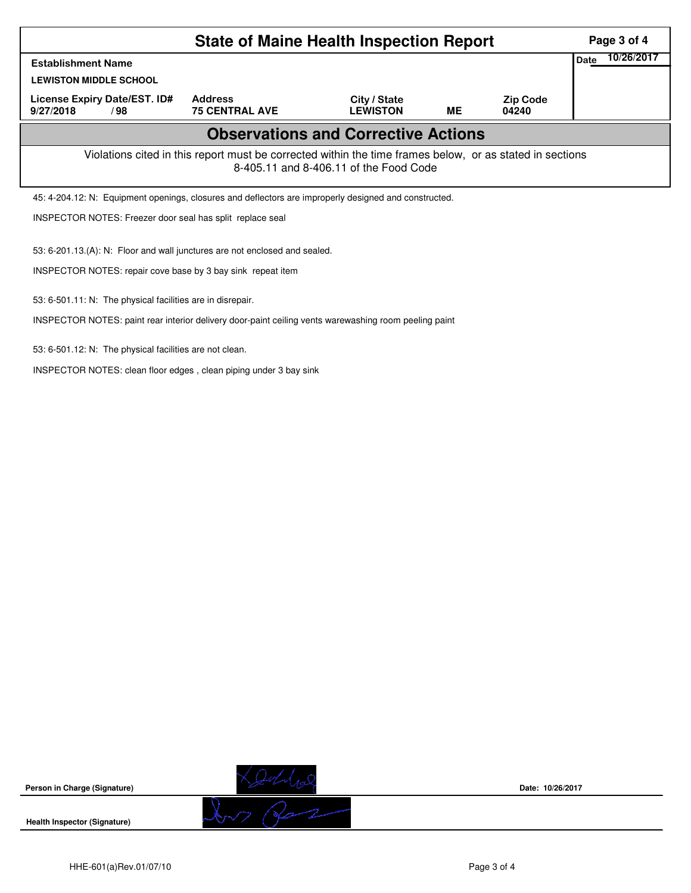# State of Maine Health Inspection Report

| Establishment Name | | | | | Date 10/26/2017 |
|---|---|---|---|---|---|
| LEWISTON MIDDLE SCHOOL | | | | | |
| License Expiry Date/EST. ID# | Address | City / State | | Zip Code | |
| 9/27/2018 / 98 | 75 CENTRAL AVE | LEWISTON | ME | 04240 | |

## Observations and Corrective Actions

Violations cited in this report must be corrected within the time frames below, or as stated in sections 8-405.11 and 8-406.11 of the Food Code

45: 4-204.12: N: Equipment openings, closures and deflectors are improperly designed and constructed.

INSPECTOR NOTES: Freezer door seal has split replace seal

53: 6-201.13.(A): N: Floor and wall junctures are not enclosed and sealed.

INSPECTOR NOTES: repair cove base by 3 bay sink repeat item

53: 6-501.11: N: The physical facilities are in disrepair.

INSPECTOR NOTES: paint rear interior delivery door-paint ceiling vents warewashing room peeling paint

53: 6-501.12: N: The physical facilities are not clean.

INSPECTOR NOTES: clean floor edges , clean piping under 3 bay sink

Person in Charge (Signature)

Date: 10/26/2017

Health Inspector (Signature)

HHE-601(a)Rev.01/07/10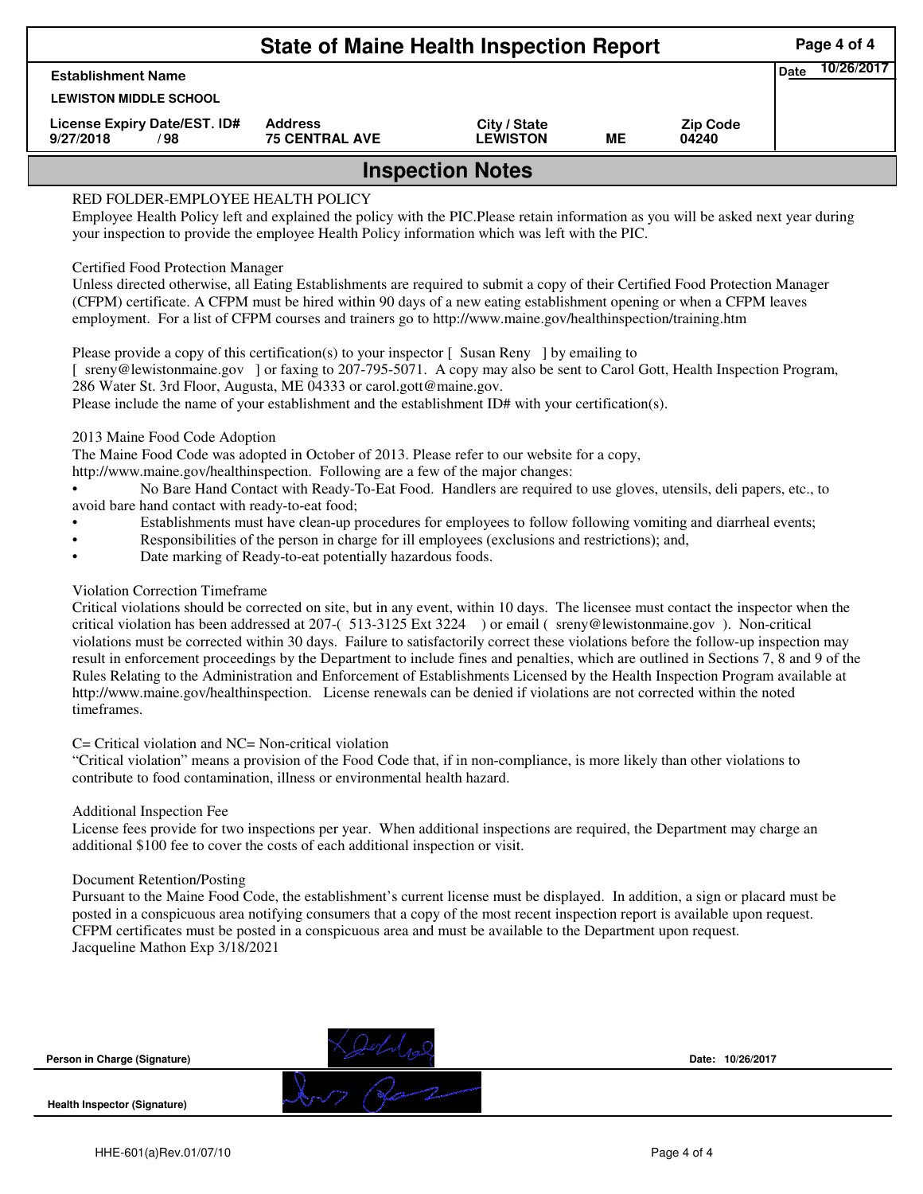# State of Maine Health Inspection Report

| Establishment Name | | | | | Date 10/26/2017 |
|---|---|---|---|---|---|
| LEWISTON MIDDLE SCHOOL | | | | | |
| License Expiry Date/EST. ID# | Address | City / State | | Zip Code | |
| 9/27/2018 / 98 | 75 CENTRAL AVE | LEWISTON | ME | 04240 | |

## Inspection Notes

RED FOLDER-EMPLOYEE HEALTH POLICY
Employee Health Policy left and explained the policy with the PIC.Please retain information as you will be asked next year during your inspection to provide the employee Health Policy information which was left with the PIC.

Certified Food Protection Manager
Unless directed otherwise, all Eating Establishments are required to submit a copy of their Certified Food Protection Manager (CFPM) certificate. A CFPM must be hired within 90 days of a new eating establishment opening or when a CFPM leaves employment. For a list of CFPM courses and trainers go to http://www.maine.gov/healthinspection/training.htm

Please provide a copy of this certification(s) to your inspector [ Susan Reny ] by emailing to [ sreny@lewistonmaine.gov ] or faxing to 207-795-5071. A copy may also be sent to Carol Gott, Health Inspection Program, 286 Water St. 3rd Floor, Augusta, ME 04333 or carol.gott@maine.gov.
Please include the name of your establishment and the establishment ID# with your certification(s).

2013 Maine Food Code Adoption
The Maine Food Code was adopted in October of 2013. Please refer to our website for a copy, http://www.maine.gov/healthinspection. Following are a few of the major changes:

- No Bare Hand Contact with Ready-To-Eat Food. Handlers are required to use gloves, utensils, deli papers, etc., to avoid bare hand contact with ready-to-eat food;
- Establishments must have clean-up procedures for employees to follow following vomiting and diarrheal events;
- Responsibilities of the person in charge for ill employees (exclusions and restrictions); and,
- Date marking of Ready-to-eat potentially hazardous foods.

Violation Correction Timeframe
Critical violations should be corrected on site, but in any event, within 10 days. The licensee must contact the inspector when the critical violation has been addressed at 207-( 513-3125 Ext 3224 ) or email ( sreny@lewistonmaine.gov ). Non-critical violations must be corrected within 30 days. Failure to satisfactorily correct these violations before the follow-up inspection may result in enforcement proceedings by the Department to include fines and penalties, which are outlined in Sections 7, 8 and 9 of the Rules Relating to the Administration and Enforcement of Establishments Licensed by the Health Inspection Program available at http://www.maine.gov/healthinspection. License renewals can be denied if violations are not corrected within the noted timeframes.

C= Critical violation and NC= Non-critical violation
"Critical violation" means a provision of the Food Code that, if in non-compliance, is more likely than other violations to contribute to food contamination, illness or environmental health hazard.

Additional Inspection Fee
License fees provide for two inspections per year. When additional inspections are required, the Department may charge an additional $100 fee to cover the costs of each additional inspection or visit.

Document Retention/Posting
Pursuant to the Maine Food Code, the establishment's current license must be displayed. In addition, a sign or placard must be posted in a conspicuous area notifying consumers that a copy of the most recent inspection report is available upon request. CFPM certificates must be posted in a conspicuous area and must be available to the Department upon request.
Jacqueline Mathon Exp 3/18/2021

Person in Charge (Signature) Date: 10/26/2017

Health Inspector (Signature)

HHE-601(a)Rev.01/07/10